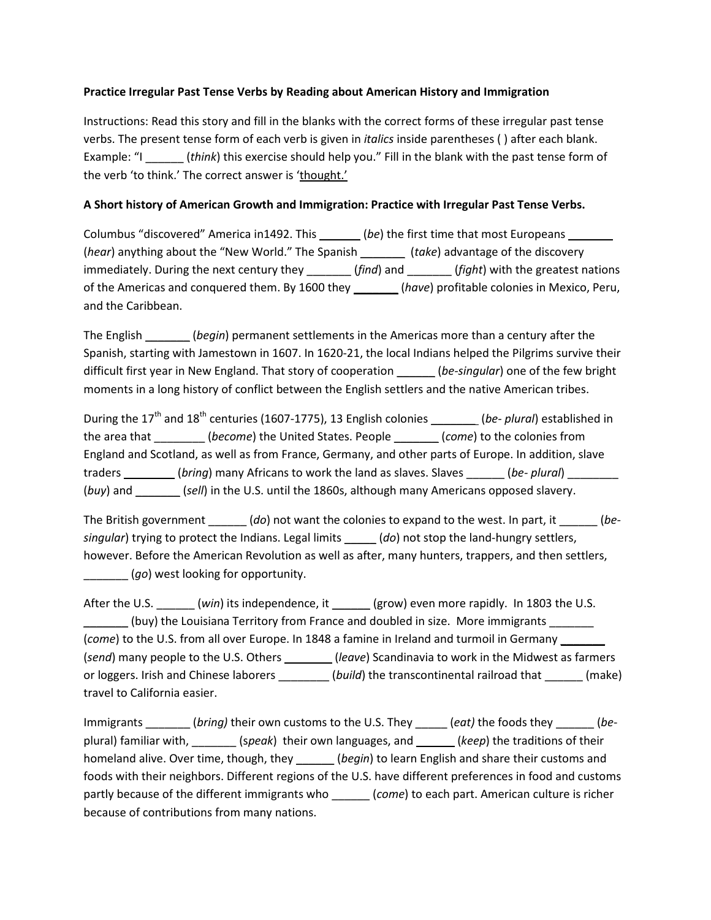**Practice Irregular Past Tense Verbs by Reading about American History and Immigration**

Instructions: Read this story and fill in the blanks with the correct forms of these irregular past tense verbs. The present tense form of each verb is given in *italics* inside parentheses ( ) after each blank. Example: "I ______ (*think*) this exercise should help you." Fill in the blank with the past tense form of the verb 'to think.' The correct answer is 'thought.'

**A Short history of American Growth and Immigration: Practice with Irregular Past Tense Verbs.**

Columbus "discovered" America in1492. This _______ (*be*) the first time that most Europeans _______ (*hear*) anything about the "New World." The Spanish _______ (*take*) advantage of the discovery immediately. During the next century they _______ (*find*) and _______ (*fight*) with the greatest nations of the Americas and conquered them. By 1600 they _______ (*have*) profitable colonies in Mexico, Peru, and the Caribbean.

The English _______ (*begin*) permanent settlements in the Americas more than a century after the Spanish, starting with Jamestown in 1607. In 1620-21, the local Indians helped the Pilgrims survive their difficult first year in New England. That story of cooperation ______ (*be-singular*) one of the few bright moments in a long history of conflict between the English settlers and the native American tribes.

During the 17th and 18th centuries (1607-1775), 13 English colonies _______ (*be- plural*) established in the area that ________ (*become*) the United States. People _______ (*come*) to the colonies from England and Scotland, as well as from France, Germany, and other parts of Europe. In addition, slave traders ________ (*bring*) many Africans to work the land as slaves. Slaves ______ (*be- plural*) ________ (*buy*) and _______ (*sell*) in the U.S. until the 1860s, although many Americans opposed slavery.

The British government ______ (*do*) not want the colonies to expand to the west. In part, it ______ (*be-singular*) trying to protect the Indians. Legal limits _____ (*do*) not stop the land-hungry settlers, however. Before the American Revolution as well as after, many hunters, trappers, and then settlers, _______ (*go*) west looking for opportunity.

After the U.S. ______ (*win*) its independence, it ______ (grow) even more rapidly. In 1803 the U.S. _______ (buy) the Louisiana Territory from France and doubled in size. More immigrants _______ (*come*) to the U.S. from all over Europe. In 1848 a famine in Ireland and turmoil in Germany _______ (*send*) many people to the U.S. Others ________ (*leave*) Scandinavia to work in the Midwest as farmers or loggers. Irish and Chinese laborers ________ (*build*) the transcontinental railroad that ______ (make) travel to California easier.

Immigrants _______ (*bring)* their own customs to the U.S. They _____ (*eat)* the foods they ______ (*be-*plural) familiar with, _______ (*speak*) their own languages, and ______ (*keep*) the traditions of their homeland alive. Over time, though, they ______ (*begin*) to learn English and share their customs and foods with their neighbors. Different regions of the U.S. have different preferences in food and customs partly because of the different immigrants who ______ (*come*) to each part. American culture is richer because of contributions from many nations.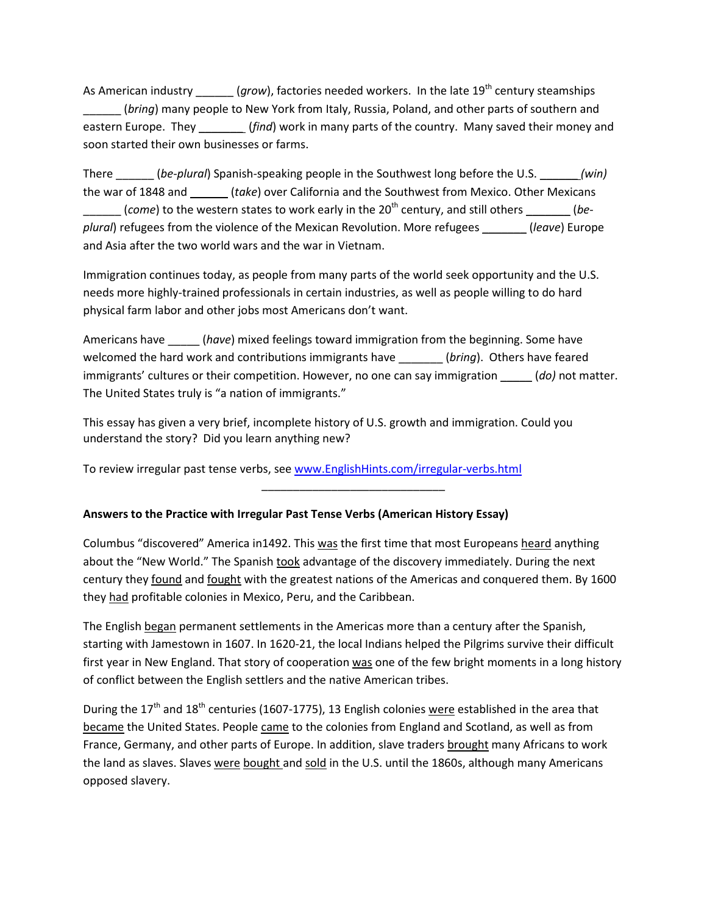As American industry ______ (*grow*), factories needed workers. In the late 19th century steamships ______ (*bring*) many people to New York from Italy, Russia, Poland, and other parts of southern and eastern Europe. They _______ (*find*) work in many parts of the country. Many saved their money and soon started their own businesses or farms.

There ______ (*be-plural*) Spanish-speaking people in the Southwest long before the U.S. ______ *(win)* the war of 1848 and ______ (*take*) over California and the Southwest from Mexico. Other Mexicans ______ (*come*) to the western states to work early in the 20th century, and still others _______ (*be-plural*) refugees from the violence of the Mexican Revolution. More refugees _______ (*leave*) Europe and Asia after the two world wars and the war in Vietnam.

Immigration continues today, as people from many parts of the world seek opportunity and the U.S. needs more highly-trained professionals in certain industries, as well as people willing to do hard physical farm labor and other jobs most Americans don't want.

Americans have _____ (*have*) mixed feelings toward immigration from the beginning. Some have welcomed the hard work and contributions immigrants have _______ (*bring*). Others have feared immigrants' cultures or their competition. However, no one can say immigration _____ (*do)* not matter. The United States truly is "a nation of immigrants."

This essay has given a very brief, incomplete history of U.S. growth and immigration. Could you understand the story? Did you learn anything new?

To review irregular past tense verbs, see www.EnglishHints.com/irregular-verbs.html

______________________________

**Answers to the Practice with Irregular Past Tense Verbs (American History Essay)**

Columbus "discovered" America in1492. This was the first time that most Europeans heard anything about the "New World." The Spanish took advantage of the discovery immediately. During the next century they found and fought with the greatest nations of the Americas and conquered them. By 1600 they had profitable colonies in Mexico, Peru, and the Caribbean.

The English began permanent settlements in the Americas more than a century after the Spanish, starting with Jamestown in 1607. In 1620-21, the local Indians helped the Pilgrims survive their difficult first year in New England. That story of cooperation was one of the few bright moments in a long history of conflict between the English settlers and the native American tribes.

During the 17th and 18th centuries (1607-1775), 13 English colonies were established in the area that became the United States. People came to the colonies from England and Scotland, as well as from France, Germany, and other parts of Europe. In addition, slave traders brought many Africans to work the land as slaves. Slaves were bought and sold in the U.S. until the 1860s, although many Americans opposed slavery.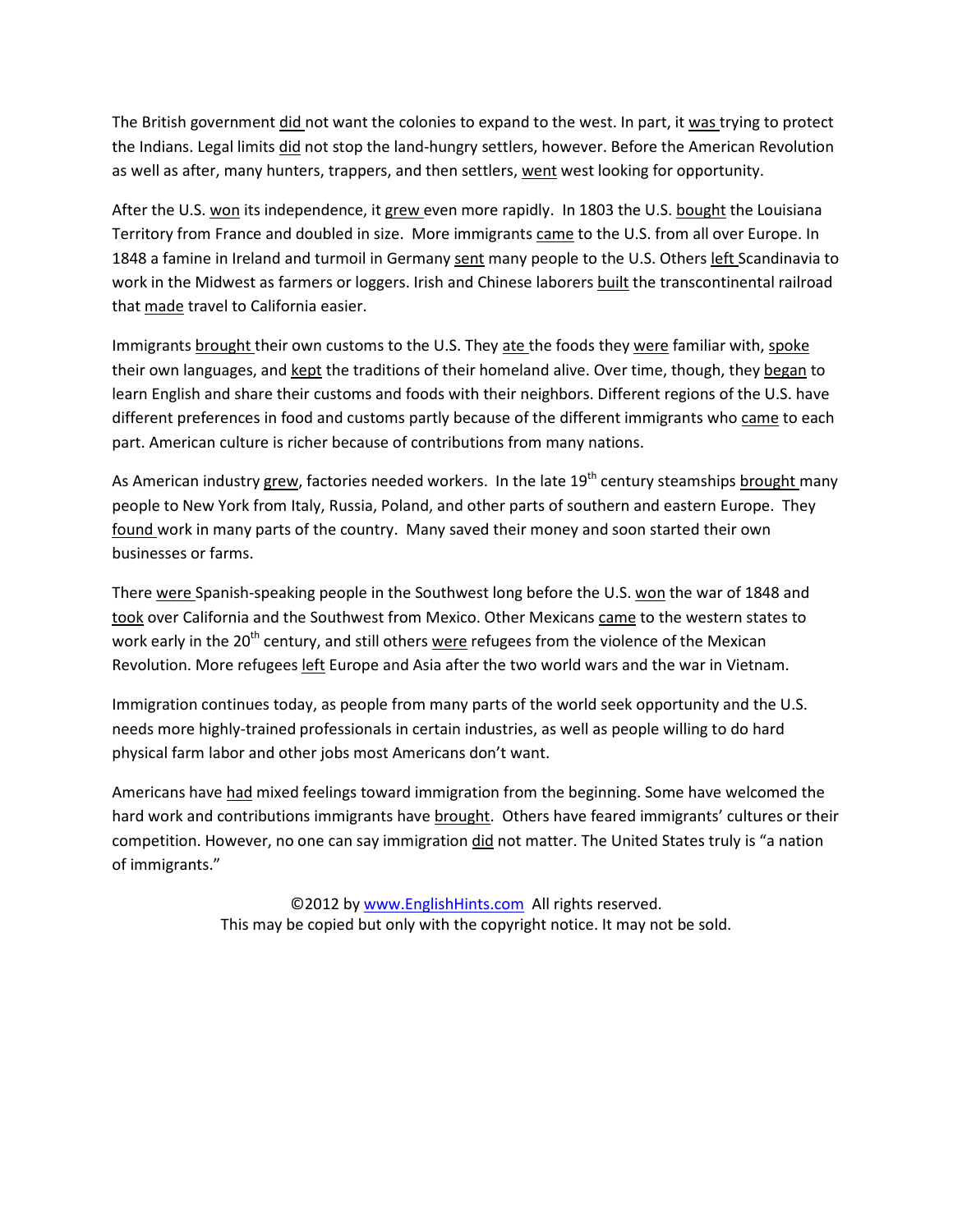The British government <u>did</u> not want the colonies to expand to the west. In part, it <u>was</u> trying to protect the Indians. Legal limits <u>did</u> not stop the land-hungry settlers, however. Before the American Revolution as well as after, many hunters, trappers, and then settlers, <u>went</u> west looking for opportunity.

After the U.S. <u>won</u> its independence, it <u>grew</u> even more rapidly. In 1803 the U.S. <u>bought</u> the Louisiana Territory from France and doubled in size. More immigrants <u>came</u> to the U.S. from all over Europe. In 1848 a famine in Ireland and turmoil in Germany <u>sent</u> many people to the U.S. Others <u>left</u> Scandinavia to work in the Midwest as farmers or loggers. Irish and Chinese laborers <u>built</u> the transcontinental railroad that <u>made</u> travel to California easier.

Immigrants <u>brought</u> their own customs to the U.S. They <u>ate</u> the foods they <u>were</u> familiar with, <u>spoke</u> their own languages, and <u>kept</u> the traditions of their homeland alive. Over time, though, they <u>began</u> to learn English and share their customs and foods with their neighbors. Different regions of the U.S. have different preferences in food and customs partly because of the different immigrants who <u>came</u> to each part. American culture is richer because of contributions from many nations.

As American industry <u>grew</u>, factories needed workers. In the late 19th century steamships <u>brought</u> many people to New York from Italy, Russia, Poland, and other parts of southern and eastern Europe. They <u>found</u> work in many parts of the country. Many saved their money and soon started their own businesses or farms.

There <u>were</u> Spanish-speaking people in the Southwest long before the U.S. <u>won</u> the war of 1848 and <u>took</u> over California and the Southwest from Mexico. Other Mexicans <u>came</u> to the western states to work early in the 20th century, and still others <u>were</u> refugees from the violence of the Mexican Revolution. More refugees <u>left</u> Europe and Asia after the two world wars and the war in Vietnam.

Immigration continues today, as people from many parts of the world seek opportunity and the U.S. needs more highly-trained professionals in certain industries, as well as people willing to do hard physical farm labor and other jobs most Americans don't want.

Americans have <u>had</u> mixed feelings toward immigration from the beginning. Some have welcomed the hard work and contributions immigrants have <u>brought</u>. Others have feared immigrants' cultures or their competition. However, no one can say immigration <u>did</u> not matter. The United States truly is "a nation of immigrants."

©2012 by [www.EnglishHints.com](http://www.EnglishHints.com) All rights reserved.
This may be copied but only with the copyright notice. It may not be sold.